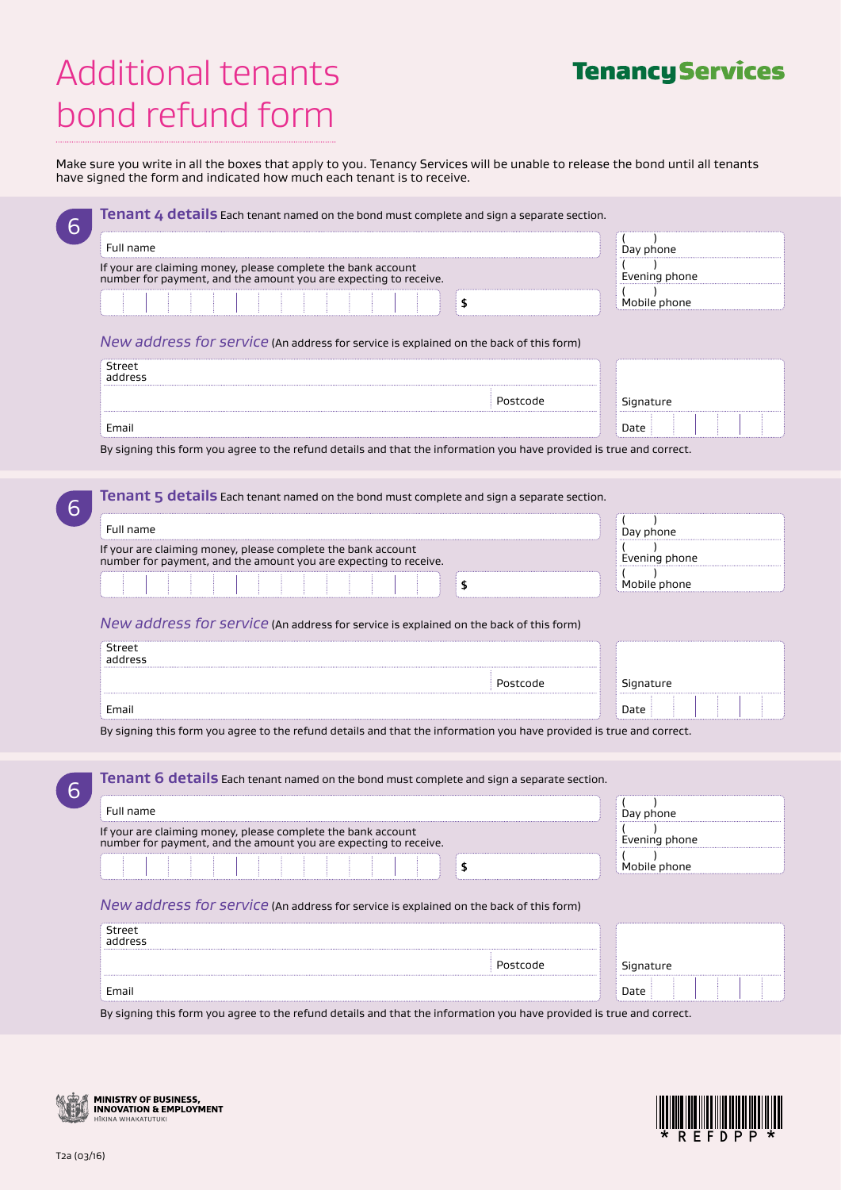# Additional tenants bond refund form

**Tenancy Services**

Make sure you write in all the boxes that apply to you. Tenancy Services will be unable to release the bond until all tenants have signed the form and indicated how much each tenant is to receive.

## 6 Tenant 4 details

Each tenant named on the bond must complete and sign a separate section.

Full name

If your are claiming money, please complete the bank account number for payment, and the amount you are expecting to receive.

$

( ) Day phone

( ) Evening phone

( ) Mobile phone

*New address for service* (An address for service is explained on the back of this form)

Street address

Postcode

Email

Signature

Date

By signing this form you agree to the refund details and that the information you have provided is true and correct.

## 6 Tenant 5 details

Each tenant named on the bond must complete and sign a separate section.

Full name

If your are claiming money, please complete the bank account number for payment, and the amount you are expecting to receive.

$

( ) Day phone

( ) Evening phone

( ) Mobile phone

*New address for service* (An address for service is explained on the back of this form)

Street address

Postcode

Email

Signature

Date

By signing this form you agree to the refund details and that the information you have provided is true and correct.

## 6 Tenant 6 details

Each tenant named on the bond must complete and sign a separate section.

Full name

If your are claiming money, please complete the bank account number for payment, and the amount you are expecting to receive.

$

( ) Day phone

( ) Evening phone

( ) Mobile phone

*New address for service* (An address for service is explained on the back of this form)

Street address

Postcode

Email

Signature

Date

By signing this form you agree to the refund details and that the information you have provided is true and correct.

MINISTRY OF BUSINESS, INNOVATION & EMPLOYMENT
HĪKINA WHAKATUTUKI

* R E F D P P *

T2a (03/16)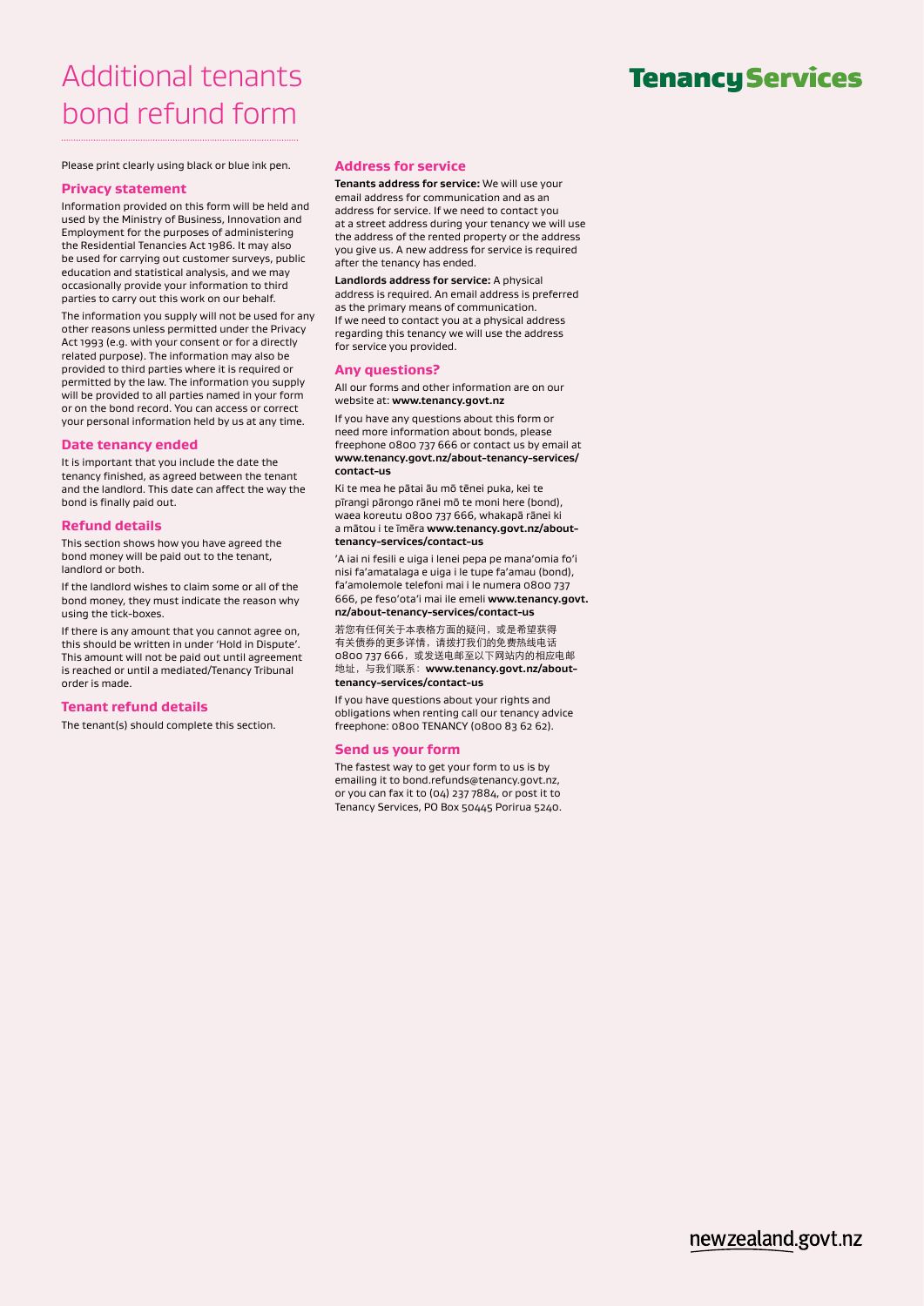# Additional tenants bond refund form

**Tenancy Services**

Please print clearly using black or blue ink pen.

## Privacy statement

Information provided on this form will be held and used by the Ministry of Business, Innovation and Employment for the purposes of administering the Residential Tenancies Act 1986. It may also be used for carrying out customer surveys, public education and statistical analysis, and we may occasionally provide your information to third parties to carry out this work on our behalf.

The information you supply will not be used for any other reasons unless permitted under the Privacy Act 1993 (e.g. with your consent or for a directly related purpose). The information may also be provided to third parties where it is required or permitted by the law. The information you supply will be provided to all parties named in your form or on the bond record. You can access or correct your personal information held by us at any time.

## Date tenancy ended

It is important that you include the date the tenancy finished, as agreed between the tenant and the landlord. This date can affect the way the bond is finally paid out.

## Refund details

This section shows how you have agreed the bond money will be paid out to the tenant, landlord or both.

If the landlord wishes to claim some or all of the bond money, they must indicate the reason why using the tick-boxes.

If there is any amount that you cannot agree on, this should be written in under 'Hold in Dispute'. This amount will not be paid out until agreement is reached or until a mediated/Tenancy Tribunal order is made.

## Tenant refund details

The tenant(s) should complete this section.

## Address for service

**Tenants address for service:** We will use your email address for communication and as an address for service. If we need to contact you at a street address during your tenancy we will use the address of the rented property or the address you give us. A new address for service is required after the tenancy has ended.

**Landlords address for service:** A physical address is required. An email address is preferred as the primary means of communication. If we need to contact you at a physical address regarding this tenancy we will use the address for service you provided.

## Any questions?

All our forms and other information are on our website at: **www.tenancy.govt.nz**

If you have any questions about this form or need more information about bonds, please freephone 0800 737 666 or contact us by email at **www.tenancy.govt.nz/about-tenancy-services/contact-us**

Ki te mea he pātai āu mō tēnei puka, kei te pīrangi pārongo rānei mō te moni here (bond), waea koreutu 0800 737 666, whakapā rānei ki a mātou i te īmēra **www.tenancy.govt.nz/about-tenancy-services/contact-us**

'A iai ni fesili e uiga i lenei pepa pe mana'omia fo'i nisi fa'amatalaga e uiga i le tupe fa'amau (bond), fa'amolemole telefoni mai i le numera 0800 737 666, pe feso'ota'i mai ile emeli **www.tenancy.govt.nz/about-tenancy-services/contact-us**

若您有任何关于本表格方面的疑问，或是希望获得有关债券的更多详情，请拨打我们的免费热线电话 0800 737 666，或发送电邮至以下网站内的相应电邮地址，与我们联系：**www.tenancy.govt.nz/about-tenancy-services/contact-us**

If you have questions about your rights and obligations when renting call our tenancy advice freephone: 0800 TENANCY (0800 83 62 62).

## Send us your form

The fastest way to get your form to us is by emailing it to bond.refunds@tenancy.govt.nz, or you can fax it to (04) 237 7884, or post it to Tenancy Services, PO Box 50445 Porirua 5240.

newzealand.govt.nz